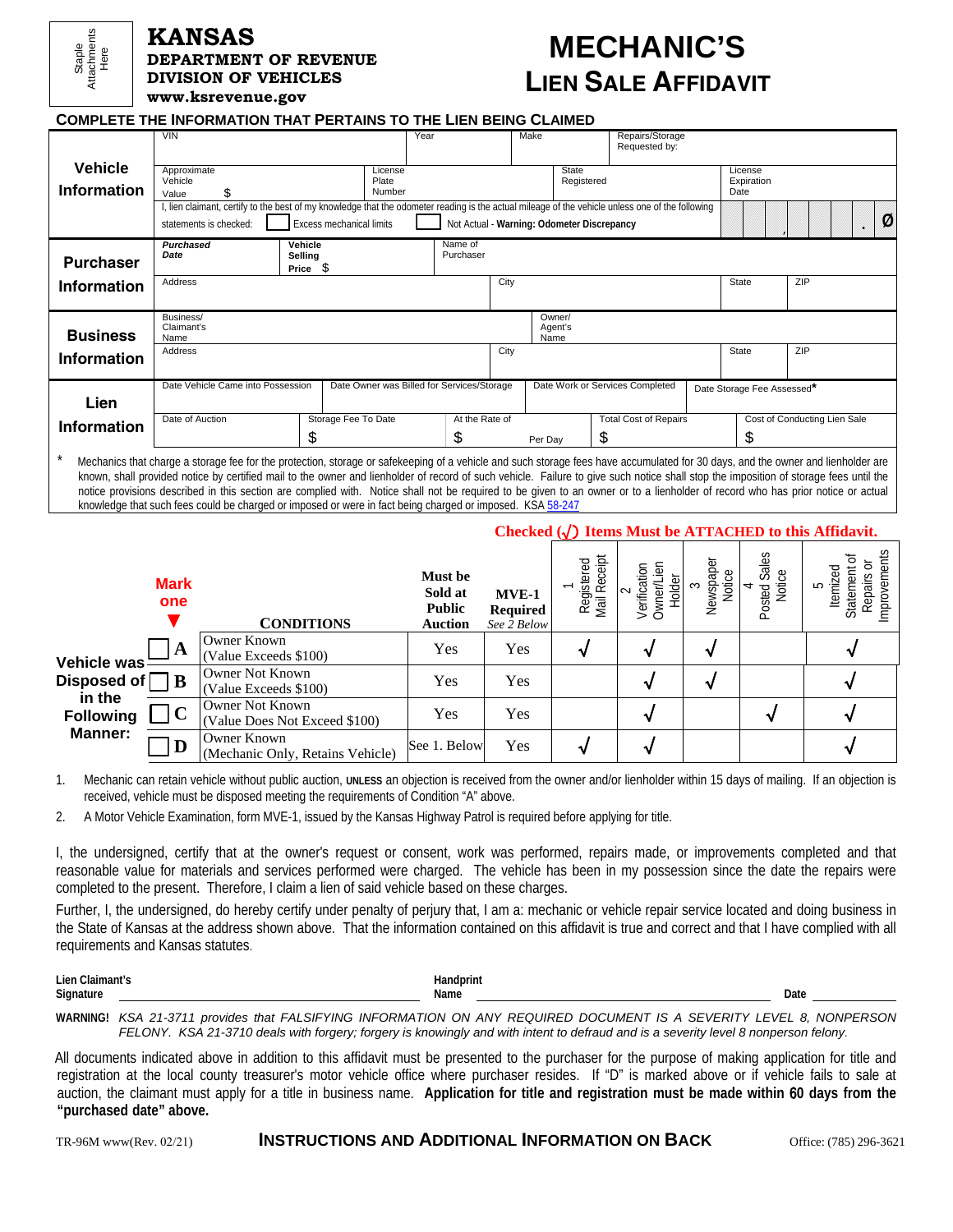Staple Attachments Here

# KANSAS
**DEPARTMENT OF REVENUE**
**DIVISION OF VEHICLES**
**www.ksrevenue.gov**

# MECHANIC'S
## LIEN SALE AFFIDAVIT

### COMPLETE THE INFORMATION THAT PERTAINS TO THE LIEN BEING CLAIMED

| | | | | | |
|---|---|---|---|---|---|
| **Vehicle Information** | VIN | Year | Make | Repairs/Storage Requested by: | |
| | Approximate Vehicle Value $ | License Plate Number | State Registered | License Expiration Date | |
| | I, lien claimant, certify to the best of my knowledge that the odometer reading is the actual mileage of the vehicle unless one of the following statements is checked: ☐ Excess mechanical limits ☐ Not Actual - **Warning: Odometer Discrepancy** | | | | Ø |
| **Purchaser Information** | ***Purchased Date*** | **Vehicle Selling Price** $ | Name of Purchaser | | |
| | Address | City | State | ZIP | |
| **Business Information** | Business/ Claimant's Name | Owner/ Agent's Name | | | |
| | Address | City | State | ZIP | |
| **Lien Information** | Date Vehicle Came into Possession | Date Owner was Billed for Services/Storage | Date Work or Services Completed | Date Storage Fee Assessed* | |
| | Date of Auction | Storage Fee To Date $ | At the Rate of $ Per Day | Total Cost of Repairs $ | Cost of Conducting Lien Sale $ |

\* Mechanics that charge a storage fee for the protection, storage or safekeeping of a vehicle and such storage fees have accumulated for 30 days, and the owner and lienholder are known, shall provided notice by certified mail to the owner and lienholder of record of such vehicle. Failure to give such notice shall stop the imposition of storage fees until the notice provisions described in this section are complied with. Notice shall not be required to be given to an owner or to a lienholder of record who has prior notice or actual knowledge that such fees could be charged or imposed or were in fact being charged or imposed. KSA 58-247

**Checked (√) Items Must be ATTACHED to this Affidavit.**

**Vehicle was Disposed of in the Following Manner:**

| Mark one | CONDITIONS | Must be Sold at Public Auction | MVE-1 Required *See 2 Below* | 1 Registered Mail Receipt | 2 Verification Owner/Lien Holder | 3 Newspaper Notice | 4 Posted Sales Notice | 5 Itemized Statement of Repairs or Improvements |
|---|---|---|---|---|---|---|---|---|
| ☐ A | Owner Known (Value Exceeds $100) | Yes | Yes | √ | √ | √ | | √ |
| ☐ B | Owner Not Known (Value Exceeds $100) | Yes | Yes | | √ | √ | | √ |
| ☐ C | Owner Not Known (Value Does Not Exceed $100) | Yes | Yes | | √ | | √ | √ |
| ☐ D | Owner Known (Mechanic Only, Retains Vehicle) | See 1. Below | Yes | √ | √ | | | √ |

1. Mechanic can retain vehicle without public auction, **UNLESS** an objection is received from the owner and/or lienholder within 15 days of mailing. If an objection is received, vehicle must be disposed meeting the requirements of Condition "A" above.
2. A Motor Vehicle Examination, form MVE-1, issued by the Kansas Highway Patrol is required before applying for title.

I, the undersigned, certify that at the owner's request or consent, work was performed, repairs made, or improvements completed and that reasonable value for materials and services performed were charged. The vehicle has been in my possession since the date the repairs were completed to the present. Therefore, I claim a lien of said vehicle based on these charges.

Further, I, the undersigned, do hereby certify under penalty of perjury that, I am a: mechanic or vehicle repair service located and doing business in the State of Kansas at the address shown above. That the information contained on this affidavit is true and correct and that I have complied with all requirements and Kansas statutes.

**Lien Claimant's Signature** ____________________ **Handprint Name** ____________________ **Date** __________

**WARNING!** *KSA 21-3711 provides that FALSIFYING INFORMATION ON ANY REQUIRED DOCUMENT IS A SEVERITY LEVEL 8, NONPERSON FELONY. KSA 21-3710 deals with forgery; forgery is knowingly and with intent to defraud and is a severity level 8 nonperson felony.*

All documents indicated above in addition to this affidavit must be presented to the purchaser for the purpose of making application for title and registration at the local county treasurer's motor vehicle office where purchaser resides. If "D" is marked above or if vehicle fails to sale at auction, the claimant must apply for a title in business name. **Application for title and registration must be made within 60 days from the "purchased date" above.**

TR-96M www(Rev. 02/21) **INSTRUCTIONS AND ADDITIONAL INFORMATION ON BACK** Office: (785) 296-3621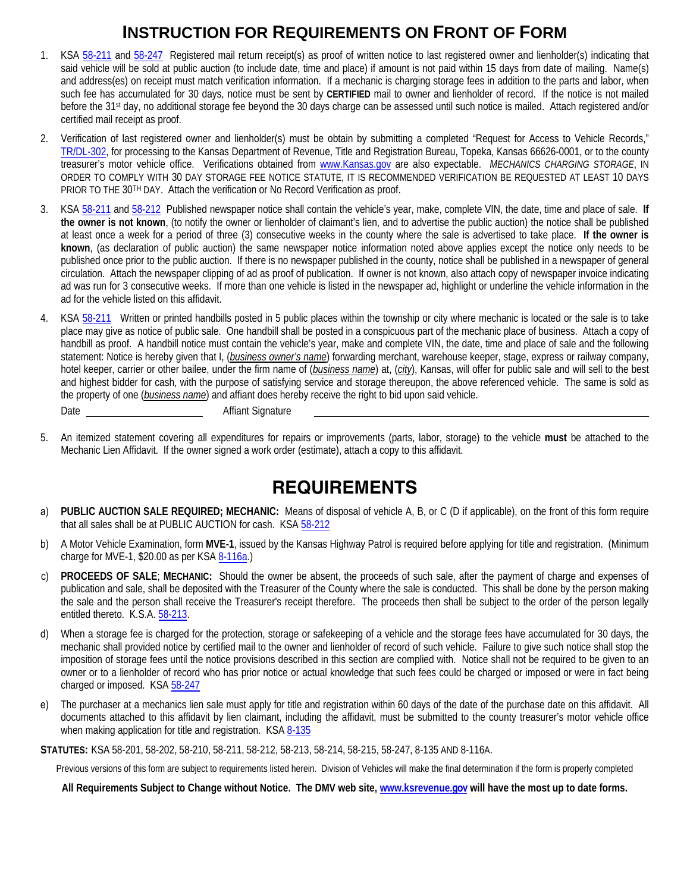# INSTRUCTION FOR REQUIREMENTS ON FRONT OF FORM

1. KSA 58-211 and 58-247 Registered mail return receipt(s) as proof of written notice to last registered owner and lienholder(s) indicating that said vehicle will be sold at public auction (to include date, time and place) if amount is not paid within 15 days from date of mailing. Name(s) and address(es) on receipt must match verification information. If a mechanic is charging storage fees in addition to the parts and labor, when such fee has accumulated for 30 days, notice must be sent by **CERTIFIED** mail to owner and lienholder of record. If the notice is not mailed before the 31st day, no additional storage fee beyond the 30 days charge can be assessed until such notice is mailed. Attach registered and/or certified mail receipt as proof.

2. Verification of last registered owner and lienholder(s) must be obtain by submitting a completed "Request for Access to Vehicle Records," TR/DL-302, for processing to the Kansas Department of Revenue, Title and Registration Bureau, Topeka, Kansas 66626-0001, or to the county treasurer's motor vehicle office. Verifications obtained from www.Kansas.gov are also expectable. *MECHANICS CHARGING STORAGE*, IN ORDER TO COMPLY WITH 30 DAY STORAGE FEE NOTICE STATUTE, IT IS RECOMMENDED VERIFICATION BE REQUESTED AT LEAST 10 DAYS PRIOR TO THE 30TH DAY. Attach the verification or No Record Verification as proof.

3. KSA 58-211 and 58-212 Published newspaper notice shall contain the vehicle's year, make, complete VIN, the date, time and place of sale. **If the owner is not known**, (to notify the owner or lienholder of claimant's lien, and to advertise the public auction) the notice shall be published at least once a week for a period of three (3) consecutive weeks in the county where the sale is advertised to take place. **If the owner is known**, (as declaration of public auction) the same newspaper notice information noted above applies except the notice only needs to be published once prior to the public auction. If there is no newspaper published in the county, notice shall be published in a newspaper of general circulation. Attach the newspaper clipping of ad as proof of publication. If owner is not known, also attach copy of newspaper invoice indicating ad was run for 3 consecutive weeks. If more than one vehicle is listed in the newspaper ad, highlight or underline the vehicle information in the ad for the vehicle listed on this affidavit.

4. KSA 58-211 Written or printed handbills posted in 5 public places within the township or city where mechanic is located or the sale is to take place may give as notice of public sale. One handbill shall be posted in a conspicuous part of the mechanic place of business. Attach a copy of handbill as proof. A handbill notice must contain the vehicle's year, make and complete VIN, the date, time and place of sale and the following statement: Notice is hereby given that I, (*business owner's name*) forwarding merchant, warehouse keeper, stage, express or railway company, hotel keeper, carrier or other bailee, under the firm name of (*business name*) at, (*city*), Kansas, will offer for public sale and will sell to the best and highest bidder for cash, with the purpose of satisfying service and storage thereupon, the above referenced vehicle. The same is sold as the property of one (*business name*) and affiant does hereby receive the right to bid upon said vehicle.

   Date ____________________ Affiant Signature ________________________________________

5. An itemized statement covering all expenditures for repairs or improvements (parts, labor, storage) to the vehicle **must** be attached to the Mechanic Lien Affidavit. If the owner signed a work order (estimate), attach a copy to this affidavit.

# REQUIREMENTS

a) **PUBLIC AUCTION SALE REQUIRED; MECHANIC:** Means of disposal of vehicle A, B, or C (D if applicable), on the front of this form require that all sales shall be at PUBLIC AUCTION for cash. KSA 58-212

b) A Motor Vehicle Examination, form **MVE-1**, issued by the Kansas Highway Patrol is required before applying for title and registration. (Minimum charge for MVE-1, $20.00 as per KSA 8-116a.)

c) **PROCEEDS OF SALE**; **MECHANIC:** Should the owner be absent, the proceeds of such sale, after the payment of charge and expenses of publication and sale, shall be deposited with the Treasurer of the County where the sale is conducted. This shall be done by the person making the sale and the person shall receive the Treasurer's receipt therefore. The proceeds then shall be subject to the order of the person legally entitled thereto. K.S.A. 58-213.

d) When a storage fee is charged for the protection, storage or safekeeping of a vehicle and the storage fees have accumulated for 30 days, the mechanic shall provided notice by certified mail to the owner and lienholder of record of such vehicle. Failure to give such notice shall stop the imposition of storage fees until the notice provisions described in this section are complied with. Notice shall not be required to be given to an owner or to a lienholder of record who has prior notice or actual knowledge that such fees could be charged or imposed or were in fact being charged or imposed. KSA 58-247

e) The purchaser at a mechanics lien sale must apply for title and registration within 60 days of the date of the purchase date on this affidavit. All documents attached to this affidavit by lien claimant, including the affidavit, must be submitted to the county treasurer's motor vehicle office when making application for title and registration. KSA 8-135

**STATUTES:** KSA 58-201, 58-202, 58-210, 58-211, 58-212, 58-213, 58-214, 58-215, 58-247, 8-135 AND 8-116A.

Previous versions of this form are subject to requirements listed herein. Division of Vehicles will make the final determination if the form is properly completed

**All Requirements Subject to Change without Notice. The DMV web site, www.ksrevenue.gov will have the most up to date forms.**